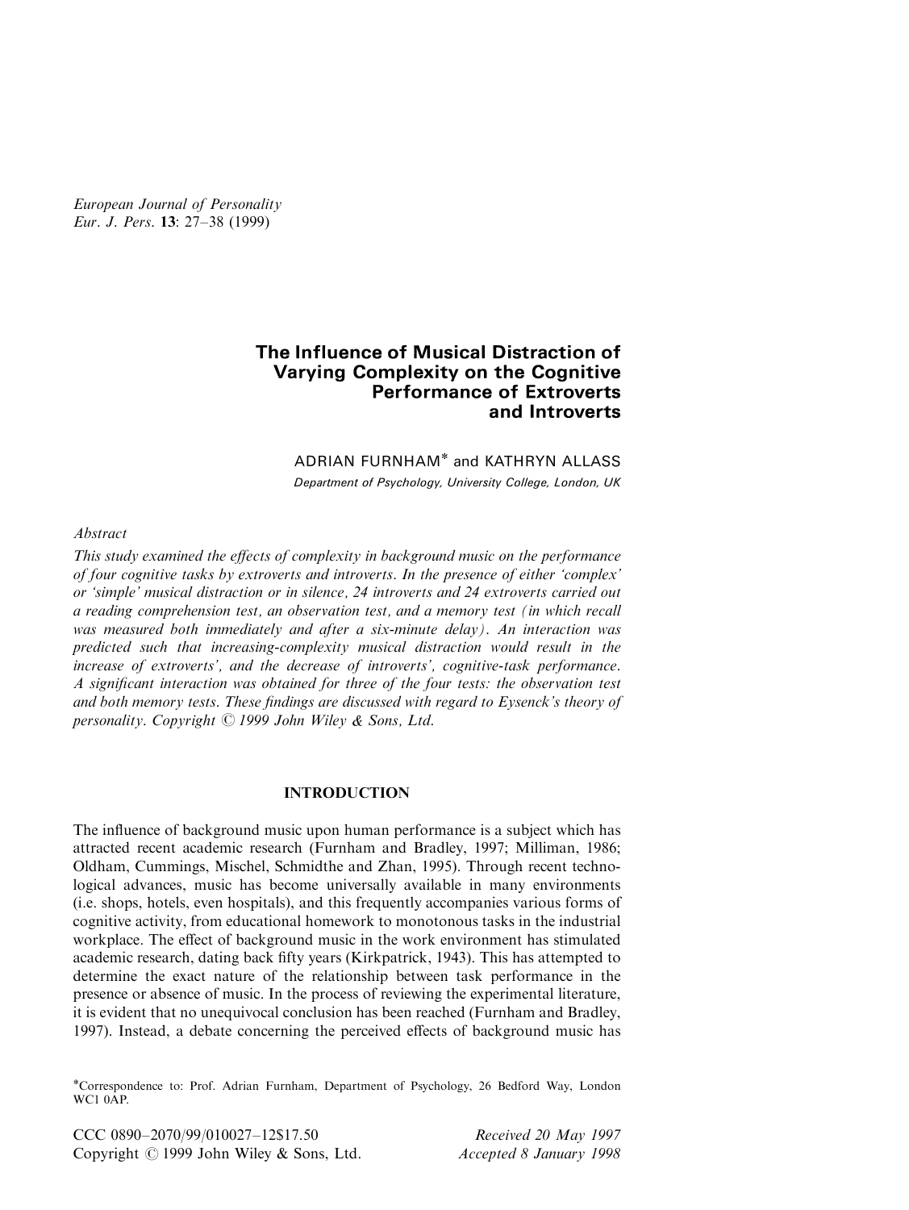# The Influence of Musical Distraction of Varying Complexity on the Cognitive Performance of Extroverts and Introverts

ADRIAN FURNHAM* and KATHRYN ALLASS

*Department of Psychology, University College, London, UK*

*Abstract*

*This study examined the effects of complexity in background music on the performance of four cognitive tasks by extroverts and introverts. In the presence of either 'complex' or 'simple' musical distraction or in silence, 24 introverts and 24 extroverts carried out a reading comprehension test, an observation test, and a memory test (in which recall was measured both immediately and after a six-minute delay). An interaction was predicted such that increasing-complexity musical distraction would result in the increase of extroverts', and the decrease of introverts', cognitive-task performance. A significant interaction was obtained for three of the four tests: the observation test and both memory tests. These findings are discussed with regard to Eysenck's theory of personality. Copyright © 1999 John Wiley & Sons, Ltd.*

## INTRODUCTION

The influence of background music upon human performance is a subject which has attracted recent academic research (Furnham and Bradley, 1997; Milliman, 1986; Oldham, Cummings, Mischel, Schmidthe and Zhan, 1995). Through recent technological advances, music has become universally available in many environments (i.e. shops, hotels, even hospitals), and this frequently accompanies various forms of cognitive activity, from educational homework to monotonous tasks in the industrial workplace. The effect of background music in the work environment has stimulated academic research, dating back fifty years (Kirkpatrick, 1943). This has attempted to determine the exact nature of the relationship between task performance in the presence or absence of music. In the process of reviewing the experimental literature, it is evident that no unequivocal conclusion has been reached (Furnham and Bradley, 1997). Instead, a debate concerning the perceived effects of background music has

*Correspondence to: Prof. Adrian Furnham, Department of Psychology, 26 Bedford Way, London WC1 0AP.

CCC 0890–2070/99/010027–12$17.50
Copyright © 1999 John Wiley & Sons, Ltd.

*Received 20 May 1997*
*Accepted 8 January 1998*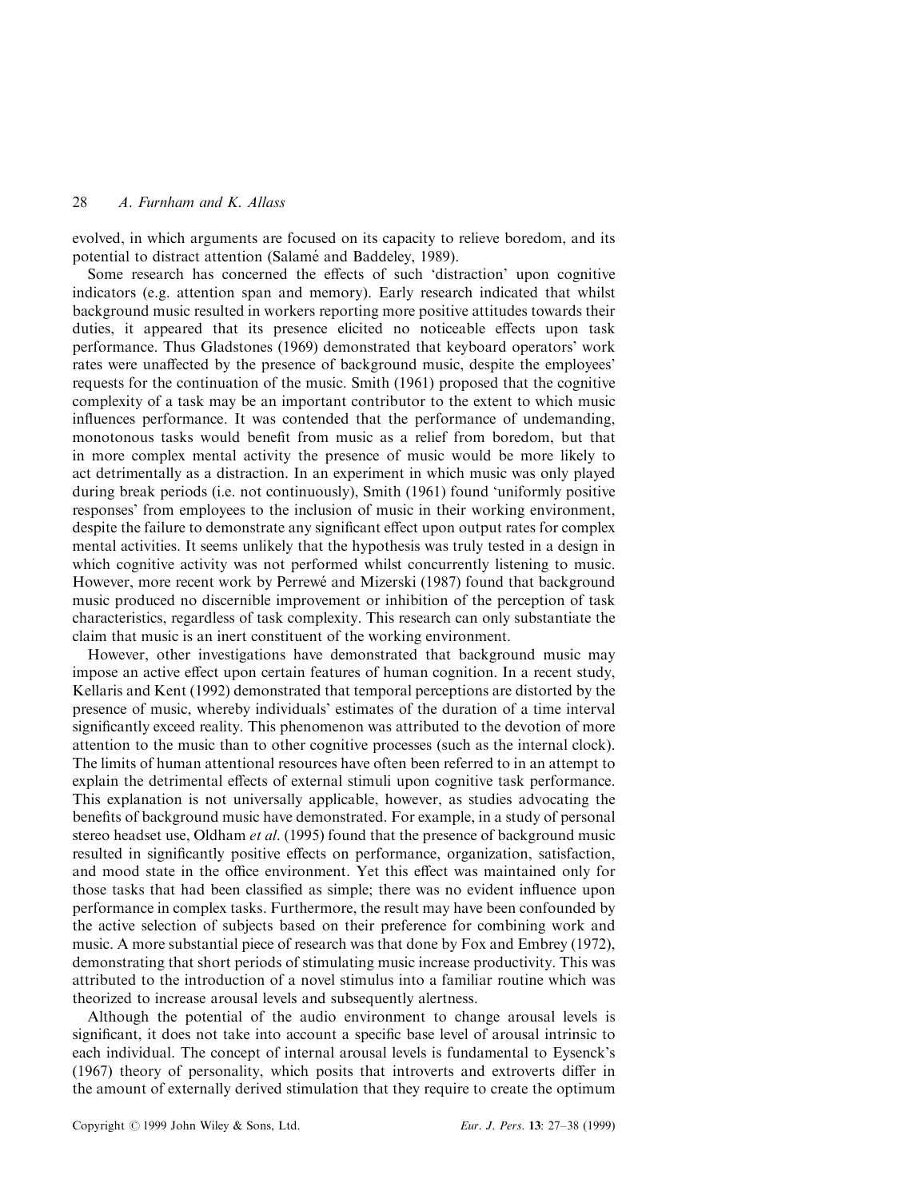evolved, in which arguments are focused on its capacity to relieve boredom, and its potential to distract attention (Salamé and Baddeley, 1989).

Some research has concerned the effects of such 'distraction' upon cognitive indicators (e.g. attention span and memory). Early research indicated that whilst background music resulted in workers reporting more positive attitudes towards their duties, it appeared that its presence elicited no noticeable effects upon task performance. Thus Gladstones (1969) demonstrated that keyboard operators' work rates were unaffected by the presence of background music, despite the employees' requests for the continuation of the music. Smith (1961) proposed that the cognitive complexity of a task may be an important contributor to the extent to which music influences performance. It was contended that the performance of undemanding, monotonous tasks would benefit from music as a relief from boredom, but that in more complex mental activity the presence of music would be more likely to act detrimentally as a distraction. In an experiment in which music was only played during break periods (i.e. not continuously), Smith (1961) found 'uniformly positive responses' from employees to the inclusion of music in their working environment, despite the failure to demonstrate any significant effect upon output rates for complex mental activities. It seems unlikely that the hypothesis was truly tested in a design in which cognitive activity was not performed whilst concurrently listening to music. However, more recent work by Perrewé and Mizerski (1987) found that background music produced no discernible improvement or inhibition of the perception of task characteristics, regardless of task complexity. This research can only substantiate the claim that music is an inert constituent of the working environment.

However, other investigations have demonstrated that background music may impose an active effect upon certain features of human cognition. In a recent study, Kellaris and Kent (1992) demonstrated that temporal perceptions are distorted by the presence of music, whereby individuals' estimates of the duration of a time interval significantly exceed reality. This phenomenon was attributed to the devotion of more attention to the music than to other cognitive processes (such as the internal clock). The limits of human attentional resources have often been referred to in an attempt to explain the detrimental effects of external stimuli upon cognitive task performance. This explanation is not universally applicable, however, as studies advocating the benefits of background music have demonstrated. For example, in a study of personal stereo headset use, Oldham *et al*. (1995) found that the presence of background music resulted in significantly positive effects on performance, organization, satisfaction, and mood state in the office environment. Yet this effect was maintained only for those tasks that had been classified as simple; there was no evident influence upon performance in complex tasks. Furthermore, the result may have been confounded by the active selection of subjects based on their preference for combining work and music. A more substantial piece of research was that done by Fox and Embrey (1972), demonstrating that short periods of stimulating music increase productivity. This was attributed to the introduction of a novel stimulus into a familiar routine which was theorized to increase arousal levels and subsequently alertness.

Although the potential of the audio environment to change arousal levels is significant, it does not take into account a specific base level of arousal intrinsic to each individual. The concept of internal arousal levels is fundamental to Eysenck's (1967) theory of personality, which posits that introverts and extroverts differ in the amount of externally derived stimulation that they require to create the optimum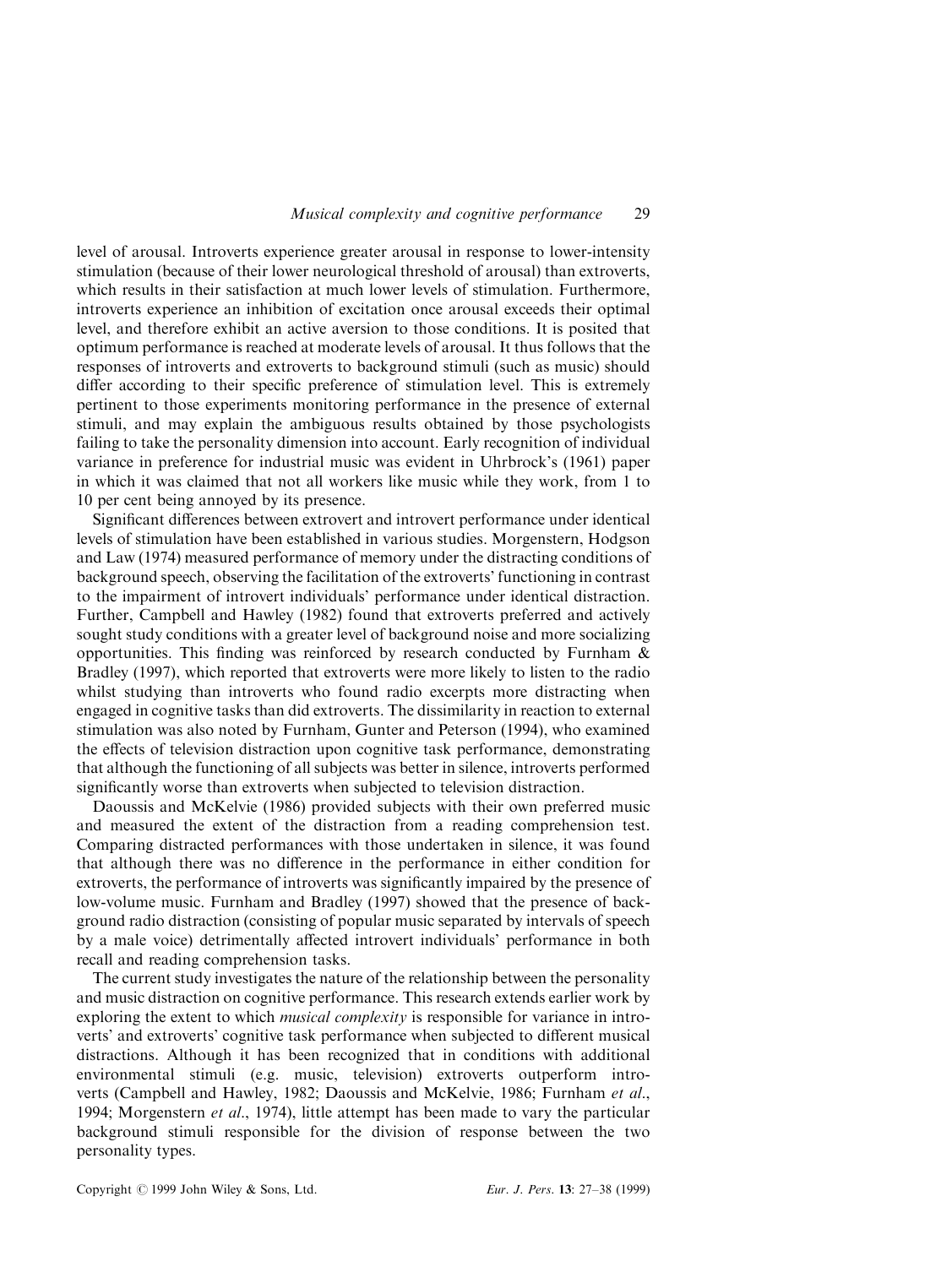level of arousal. Introverts experience greater arousal in response to lower-intensity stimulation (because of their lower neurological threshold of arousal) than extroverts, which results in their satisfaction at much lower levels of stimulation. Furthermore, introverts experience an inhibition of excitation once arousal exceeds their optimal level, and therefore exhibit an active aversion to those conditions. It is posited that optimum performance is reached at moderate levels of arousal. It thus follows that the responses of introverts and extroverts to background stimuli (such as music) should differ according to their specific preference of stimulation level. This is extremely pertinent to those experiments monitoring performance in the presence of external stimuli, and may explain the ambiguous results obtained by those psychologists failing to take the personality dimension into account. Early recognition of individual variance in preference for industrial music was evident in Uhrbrock's (1961) paper in which it was claimed that not all workers like music while they work, from 1 to 10 per cent being annoyed by its presence.

Significant differences between extrovert and introvert performance under identical levels of stimulation have been established in various studies. Morgenstern, Hodgson and Law (1974) measured performance of memory under the distracting conditions of background speech, observing the facilitation of the extroverts' functioning in contrast to the impairment of introvert individuals' performance under identical distraction. Further, Campbell and Hawley (1982) found that extroverts preferred and actively sought study conditions with a greater level of background noise and more socializing opportunities. This finding was reinforced by research conducted by Furnham & Bradley (1997), which reported that extroverts were more likely to listen to the radio whilst studying than introverts who found radio excerpts more distracting when engaged in cognitive tasks than did extroverts. The dissimilarity in reaction to external stimulation was also noted by Furnham, Gunter and Peterson (1994), who examined the effects of television distraction upon cognitive task performance, demonstrating that although the functioning of all subjects was better in silence, introverts performed significantly worse than extroverts when subjected to television distraction.

Daoussis and McKelvie (1986) provided subjects with their own preferred music and measured the extent of the distraction from a reading comprehension test. Comparing distracted performances with those undertaken in silence, it was found that although there was no difference in the performance in either condition for extroverts, the performance of introverts was significantly impaired by the presence of low-volume music. Furnham and Bradley (1997) showed that the presence of background radio distraction (consisting of popular music separated by intervals of speech by a male voice) detrimentally affected introvert individuals' performance in both recall and reading comprehension tasks.

The current study investigates the nature of the relationship between the personality and music distraction on cognitive performance. This research extends earlier work by exploring the extent to which *musical complexity* is responsible for variance in introverts' and extroverts' cognitive task performance when subjected to different musical distractions. Although it has been recognized that in conditions with additional environmental stimuli (e.g. music, television) extroverts outperform introverts (Campbell and Hawley, 1982; Daoussis and McKelvie, 1986; Furnham *et al*., 1994; Morgenstern *et al*., 1974), little attempt has been made to vary the particular background stimuli responsible for the division of response between the two personality types.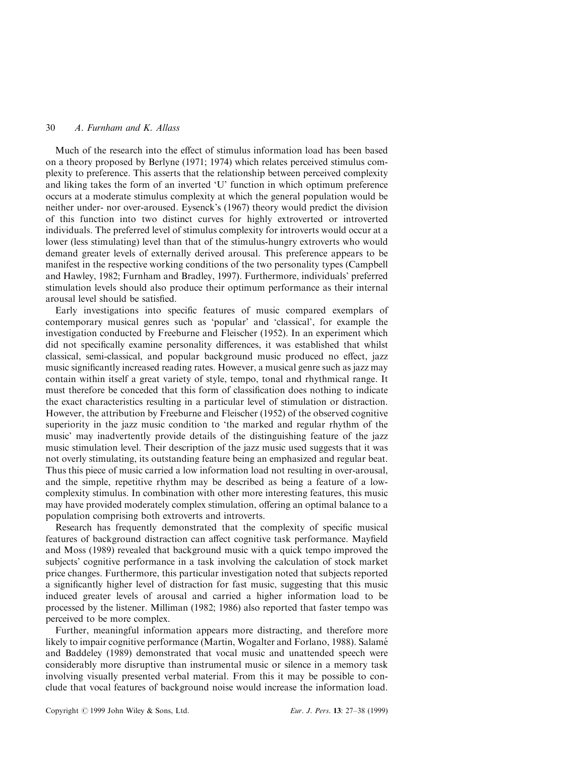Much of the research into the effect of stimulus information load has been based on a theory proposed by Berlyne (1971; 1974) which relates perceived stimulus complexity to preference. This asserts that the relationship between perceived complexity and liking takes the form of an inverted 'U' function in which optimum preference occurs at a moderate stimulus complexity at which the general population would be neither under- nor over-aroused. Eysenck's (1967) theory would predict the division of this function into two distinct curves for highly extroverted or introverted individuals. The preferred level of stimulus complexity for introverts would occur at a lower (less stimulating) level than that of the stimulus-hungry extroverts who would demand greater levels of externally derived arousal. This preference appears to be manifest in the respective working conditions of the two personality types (Campbell and Hawley, 1982; Furnham and Bradley, 1997). Furthermore, individuals' preferred stimulation levels should also produce their optimum performance as their internal arousal level should be satisfied.

Early investigations into specific features of music compared exemplars of contemporary musical genres such as 'popular' and 'classical', for example the investigation conducted by Freeburne and Fleischer (1952). In an experiment which did not specifically examine personality differences, it was established that whilst classical, semi-classical, and popular background music produced no effect, jazz music significantly increased reading rates. However, a musical genre such as jazz may contain within itself a great variety of style, tempo, tonal and rhythmical range. It must therefore be conceded that this form of classification does nothing to indicate the exact characteristics resulting in a particular level of stimulation or distraction. However, the attribution by Freeburne and Fleischer (1952) of the observed cognitive superiority in the jazz music condition to 'the marked and regular rhythm of the music' may inadvertently provide details of the distinguishing feature of the jazz music stimulation level. Their description of the jazz music used suggests that it was not overly stimulating, its outstanding feature being an emphasized and regular beat. Thus this piece of music carried a low information load not resulting in over-arousal, and the simple, repetitive rhythm may be described as being a feature of a low-complexity stimulus. In combination with other more interesting features, this music may have provided moderately complex stimulation, offering an optimal balance to a population comprising both extroverts and introverts.

Research has frequently demonstrated that the complexity of specific musical features of background distraction can affect cognitive task performance. Mayfield and Moss (1989) revealed that background music with a quick tempo improved the subjects' cognitive performance in a task involving the calculation of stock market price changes. Furthermore, this particular investigation noted that subjects reported a significantly higher level of distraction for fast music, suggesting that this music induced greater levels of arousal and carried a higher information load to be processed by the listener. Milliman (1982; 1986) also reported that faster tempo was perceived to be more complex.

Further, meaningful information appears more distracting, and therefore more likely to impair cognitive performance (Martin, Wogalter and Forlano, 1988). Salamé and Baddeley (1989) demonstrated that vocal music and unattended speech were considerably more disruptive than instrumental music or silence in a memory task involving visually presented verbal material. From this it may be possible to conclude that vocal features of background noise would increase the information load.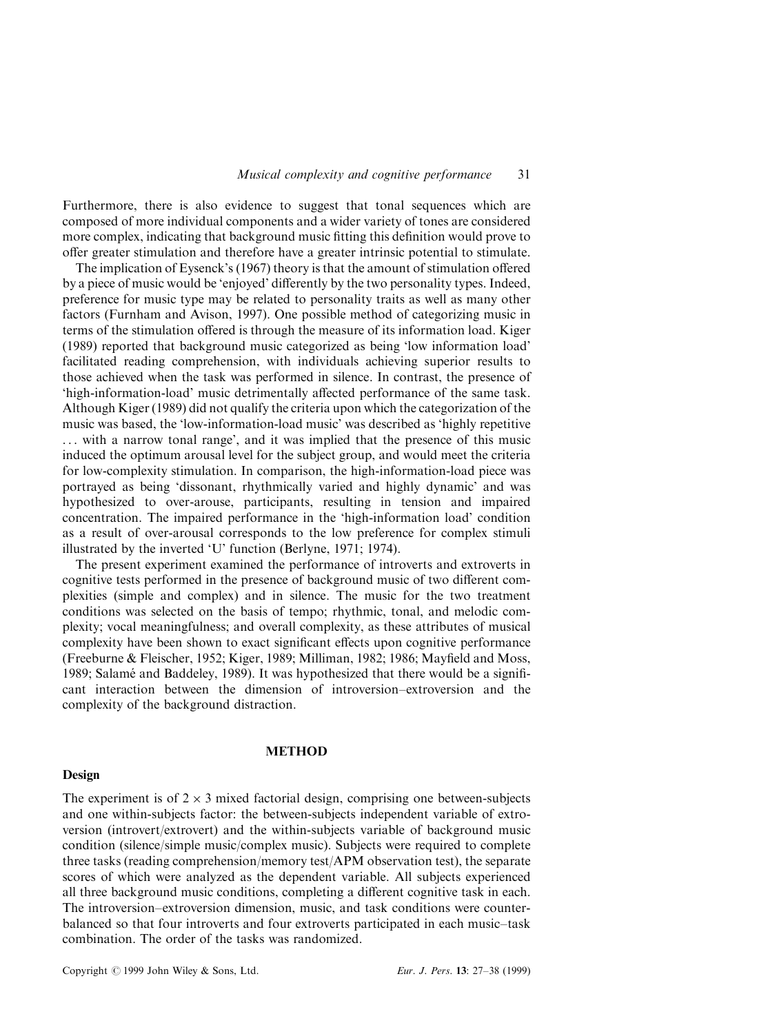Furthermore, there is also evidence to suggest that tonal sequences which are composed of more individual components and a wider variety of tones are considered more complex, indicating that background music fitting this definition would prove to offer greater stimulation and therefore have a greater intrinsic potential to stimulate.

The implication of Eysenck's (1967) theory is that the amount of stimulation offered by a piece of music would be 'enjoyed' differently by the two personality types. Indeed, preference for music type may be related to personality traits as well as many other factors (Furnham and Avison, 1997). One possible method of categorizing music in terms of the stimulation offered is through the measure of its information load. Kiger (1989) reported that background music categorized as being 'low information load' facilitated reading comprehension, with individuals achieving superior results to those achieved when the task was performed in silence. In contrast, the presence of 'high-information-load' music detrimentally affected performance of the same task. Although Kiger (1989) did not qualify the criteria upon which the categorization of the music was based, the 'low-information-load music' was described as 'highly repetitive ... with a narrow tonal range', and it was implied that the presence of this music induced the optimum arousal level for the subject group, and would meet the criteria for low-complexity stimulation. In comparison, the high-information-load piece was portrayed as being 'dissonant, rhythmically varied and highly dynamic' and was hypothesized to over-arouse, participants, resulting in tension and impaired concentration. The impaired performance in the 'high-information load' condition as a result of over-arousal corresponds to the low preference for complex stimuli illustrated by the inverted 'U' function (Berlyne, 1971; 1974).

The present experiment examined the performance of introverts and extroverts in cognitive tests performed in the presence of background music of two different complexities (simple and complex) and in silence. The music for the two treatment conditions was selected on the basis of tempo; rhythmic, tonal, and melodic complexity; vocal meaningfulness; and overall complexity, as these attributes of musical complexity have been shown to exact significant effects upon cognitive performance (Freeburne & Fleischer, 1952; Kiger, 1989; Milliman, 1982; 1986; Mayfield and Moss, 1989; Salamé and Baddeley, 1989). It was hypothesized that there would be a significant interaction between the dimension of introversion–extroversion and the complexity of the background distraction.

## METHOD

### Design

The experiment is of $2 \times 3$ mixed factorial design, comprising one between-subjects and one within-subjects factor: the between-subjects independent variable of extroversion (introvert/extrovert) and the within-subjects variable of background music condition (silence/simple music/complex music). Subjects were required to complete three tasks (reading comprehension/memory test/APM observation test), the separate scores of which were analyzed as the dependent variable. All subjects experienced all three background music conditions, completing a different cognitive task in each. The introversion–extroversion dimension, music, and task conditions were counterbalanced so that four introverts and four extroverts participated in each music–task combination. The order of the tasks was randomized.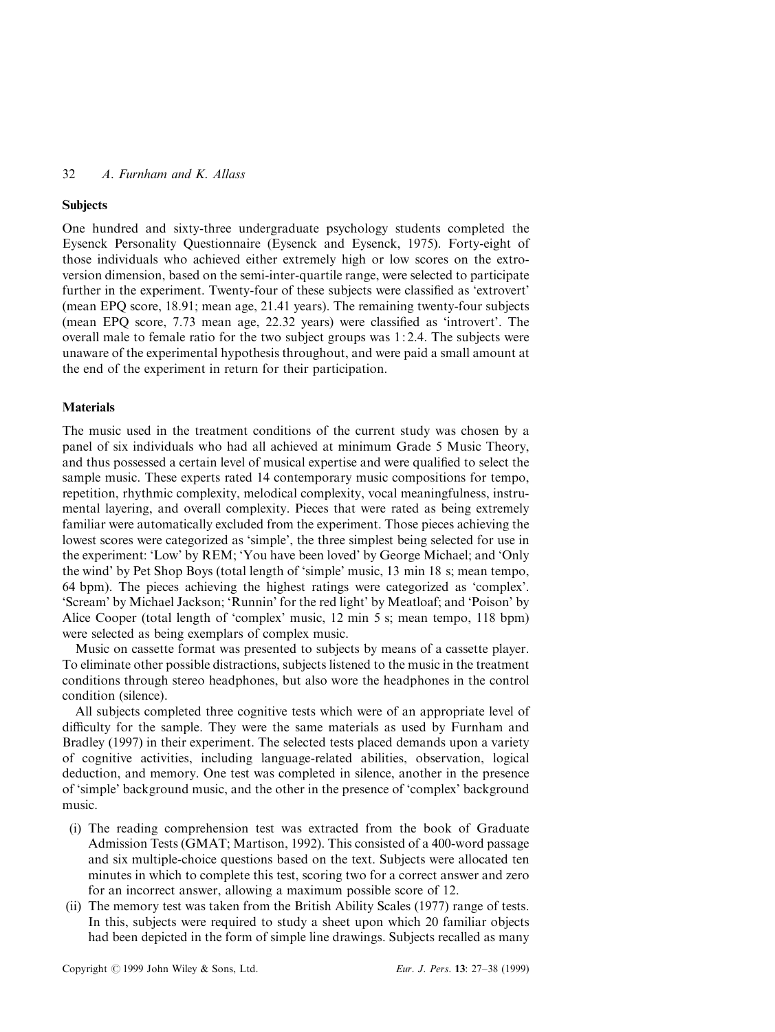## Subjects

One hundred and sixty-three undergraduate psychology students completed the Eysenck Personality Questionnaire (Eysenck and Eysenck, 1975). Forty-eight of those individuals who achieved either extremely high or low scores on the extroversion dimension, based on the semi-inter-quartile range, were selected to participate further in the experiment. Twenty-four of these subjects were classified as 'extrovert' (mean EPQ score, 18.91; mean age, 21.41 years). The remaining twenty-four subjects (mean EPQ score, 7.73 mean age, 22.32 years) were classified as 'introvert'. The overall male to female ratio for the two subject groups was 1 : 2.4. The subjects were unaware of the experimental hypothesis throughout, and were paid a small amount at the end of the experiment in return for their participation.

## Materials

The music used in the treatment conditions of the current study was chosen by a panel of six individuals who had all achieved at minimum Grade 5 Music Theory, and thus possessed a certain level of musical expertise and were qualified to select the sample music. These experts rated 14 contemporary music compositions for tempo, repetition, rhythmic complexity, melodical complexity, vocal meaningfulness, instrumental layering, and overall complexity. Pieces that were rated as being extremely familiar were automatically excluded from the experiment. Those pieces achieving the lowest scores were categorized as 'simple', the three simplest being selected for use in the experiment: 'Low' by REM; 'You have been loved' by George Michael; and 'Only the wind' by Pet Shop Boys (total length of 'simple' music, 13 min 18 s; mean tempo, 64 bpm). The pieces achieving the highest ratings were categorized as 'complex'. 'Scream' by Michael Jackson; 'Runnin' for the red light' by Meatloaf; and 'Poison' by Alice Cooper (total length of 'complex' music, 12 min 5 s; mean tempo, 118 bpm) were selected as being exemplars of complex music.

Music on cassette format was presented to subjects by means of a cassette player. To eliminate other possible distractions, subjects listened to the music in the treatment conditions through stereo headphones, but also wore the headphones in the control condition (silence).

All subjects completed three cognitive tests which were of an appropriate level of difficulty for the sample. They were the same materials as used by Furnham and Bradley (1997) in their experiment. The selected tests placed demands upon a variety of cognitive activities, including language-related abilities, observation, logical deduction, and memory. One test was completed in silence, another in the presence of 'simple' background music, and the other in the presence of 'complex' background music.

(i) The reading comprehension test was extracted from the book of Graduate Admission Tests (GMAT; Martison, 1992). This consisted of a 400-word passage and six multiple-choice questions based on the text. Subjects were allocated ten minutes in which to complete this test, scoring two for a correct answer and zero for an incorrect answer, allowing a maximum possible score of 12.

(ii) The memory test was taken from the British Ability Scales (1977) range of tests. In this, subjects were required to study a sheet upon which 20 familiar objects had been depicted in the form of simple line drawings. Subjects recalled as many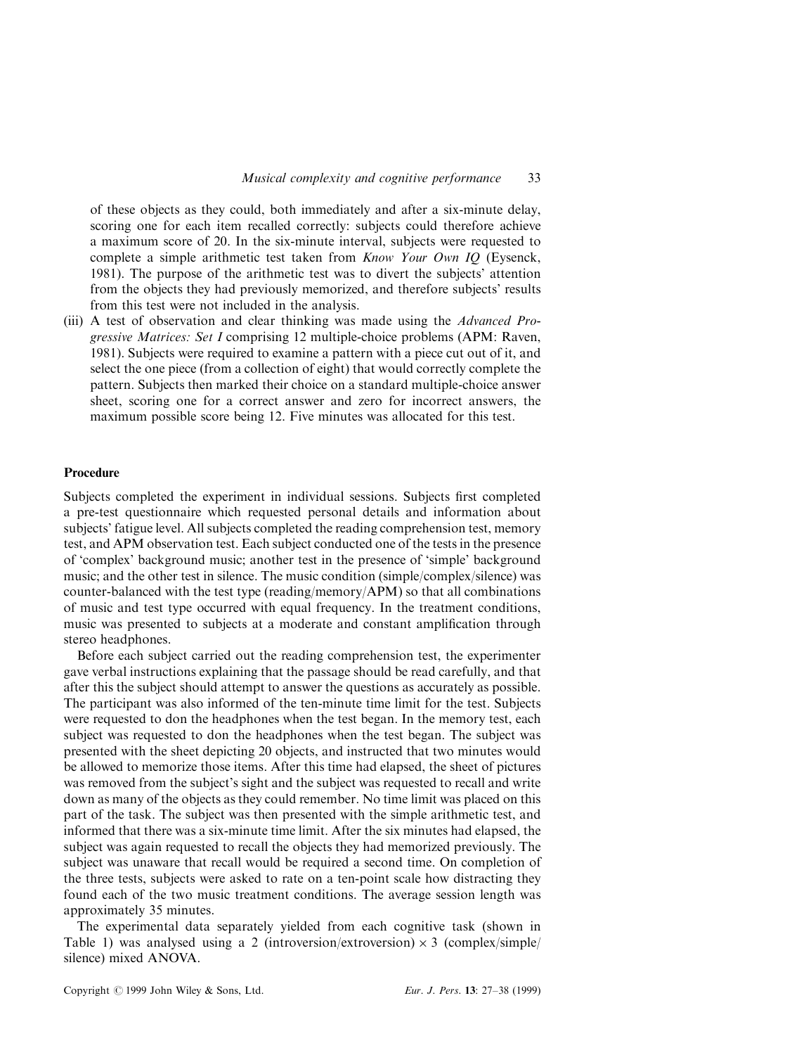of these objects as they could, both immediately and after a six-minute delay, scoring one for each item recalled correctly: subjects could therefore achieve a maximum score of 20. In the six-minute interval, subjects were requested to complete a simple arithmetic test taken from *Know Your Own IQ* (Eysenck, 1981). The purpose of the arithmetic test was to divert the subjects' attention from the objects they had previously memorized, and therefore subjects' results from this test were not included in the analysis.

(iii) A test of observation and clear thinking was made using the *Advanced Progressive Matrices: Set I* comprising 12 multiple-choice problems (APM: Raven, 1981). Subjects were required to examine a pattern with a piece cut out of it, and select the one piece (from a collection of eight) that would correctly complete the pattern. Subjects then marked their choice on a standard multiple-choice answer sheet, scoring one for a correct answer and zero for incorrect answers, the maximum possible score being 12. Five minutes was allocated for this test.

### Procedure

Subjects completed the experiment in individual sessions. Subjects first completed a pre-test questionnaire which requested personal details and information about subjects' fatigue level. All subjects completed the reading comprehension test, memory test, and APM observation test. Each subject conducted one of the tests in the presence of 'complex' background music; another test in the presence of 'simple' background music; and the other test in silence. The music condition (simple/complex/silence) was counter-balanced with the test type (reading/memory/APM) so that all combinations of music and test type occurred with equal frequency. In the treatment conditions, music was presented to subjects at a moderate and constant amplification through stereo headphones.

Before each subject carried out the reading comprehension test, the experimenter gave verbal instructions explaining that the passage should be read carefully, and that after this the subject should attempt to answer the questions as accurately as possible. The participant was also informed of the ten-minute time limit for the test. Subjects were requested to don the headphones when the test began. In the memory test, each subject was requested to don the headphones when the test began. The subject was presented with the sheet depicting 20 objects, and instructed that two minutes would be allowed to memorize those items. After this time had elapsed, the sheet of pictures was removed from the subject's sight and the subject was requested to recall and write down as many of the objects as they could remember. No time limit was placed on this part of the task. The subject was then presented with the simple arithmetic test, and informed that there was a six-minute time limit. After the six minutes had elapsed, the subject was again requested to recall the objects they had memorized previously. The subject was unaware that recall would be required a second time. On completion of the three tests, subjects were asked to rate on a ten-point scale how distracting they found each of the two music treatment conditions. The average session length was approximately 35 minutes.

The experimental data separately yielded from each cognitive task (shown in Table 1) was analysed using a 2 (introversion/extroversion) $\times$ 3 (complex/simple/silence) mixed ANOVA.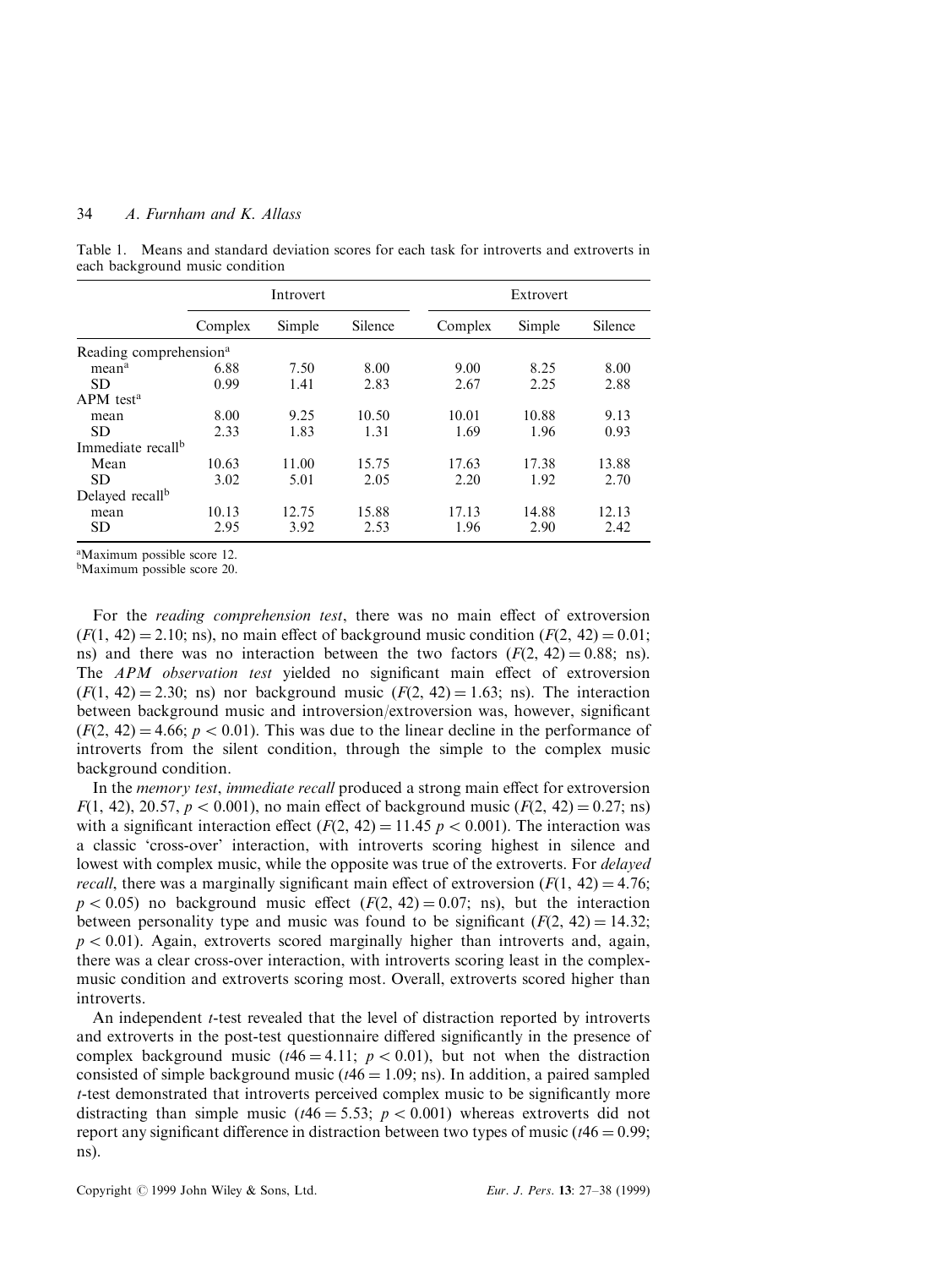Table 1. Means and standard deviation scores for each task for introverts and extroverts in each background music condition

| | Introvert | | | Extrovert | | |
|---|---|---|---|---|---|---|
| | Complex | Simple | Silence | Complex | Simple | Silence |
| Reading comprehension[a] | | | | | | |
| mean[a] | 6.88 | 7.50 | 8.00 | 9.00 | 8.25 | 8.00 |
| SD | 0.99 | 1.41 | 2.83 | 2.67 | 2.25 | 2.88 |
| APM test[a] | | | | | | |
| mean | 8.00 | 9.25 | 10.50 | 10.01 | 10.88 | 9.13 |
| SD | 2.33 | 1.83 | 1.31 | 1.69 | 1.96 | 0.93 |
| Immediate recall[b] | | | | | | |
| Mean | 10.63 | 11.00 | 15.75 | 17.63 | 17.38 | 13.88 |
| SD | 3.02 | 5.01 | 2.05 | 2.20 | 1.92 | 2.70 |
| Delayed recall[b] | | | | | | |
| mean | 10.13 | 12.75 | 15.88 | 17.13 | 14.88 | 12.13 |
| SD | 2.95 | 3.92 | 2.53 | 1.96 | 2.90 | 2.42 |

[a]Maximum possible score 12.
[b]Maximum possible score 20.

For the *reading comprehension test*, there was no main effect of extroversion ($F(1, 42) = 2.10$; ns), no main effect of background music condition ($F(2, 42) = 0.01$; ns) and there was no interaction between the two factors ($F(2, 42) = 0.88$; ns). The *APM observation test* yielded no significant main effect of extroversion ($F(1, 42) = 2.30$; ns) nor background music ($F(2, 42) = 1.63$; ns). The interaction between background music and introversion/extroversion was, however, significant ($F(2, 42) = 4.66$; $p < 0.01$). This was due to the linear decline in the performance of introverts from the silent condition, through the simple to the complex music background condition.

In the *memory test*, *immediate recall* produced a strong main effect for extroversion $F(1, 42)$, 20.57, $p < 0.001$), no main effect of background music ($F(2, 42) = 0.27$; ns) with a significant interaction effect ($F(2, 42) = 11.45$ $p < 0.001$). The interaction was a classic 'cross-over' interaction, with introverts scoring highest in silence and lowest with complex music, while the opposite was true of the extroverts. For *delayed recall*, there was a marginally significant main effect of extroversion ($F(1, 42) = 4.76$; $p < 0.05$) no background music effect ($F(2, 42) = 0.07$; ns), but the interaction between personality type and music was found to be significant ($F(2, 42) = 14.32$; $p < 0.01$). Again, extroverts scored marginally higher than introverts and, again, there was a clear cross-over interaction, with introverts scoring least in the complex-music condition and extroverts scoring most. Overall, extroverts scored higher than introverts.

An independent $t$-test revealed that the level of distraction reported by introverts and extroverts in the post-test questionnaire differed significantly in the presence of complex background music ($t46 = 4.11$; $p < 0.01$), but not when the distraction consisted of simple background music ($t46 = 1.09$; ns). In addition, a paired sampled $t$-test demonstrated that introverts perceived complex music to be significantly more distracting than simple music ($t46 = 5.53$; $p < 0.001$) whereas extroverts did not report any significant difference in distraction between two types of music ($t46 = 0.99$; ns).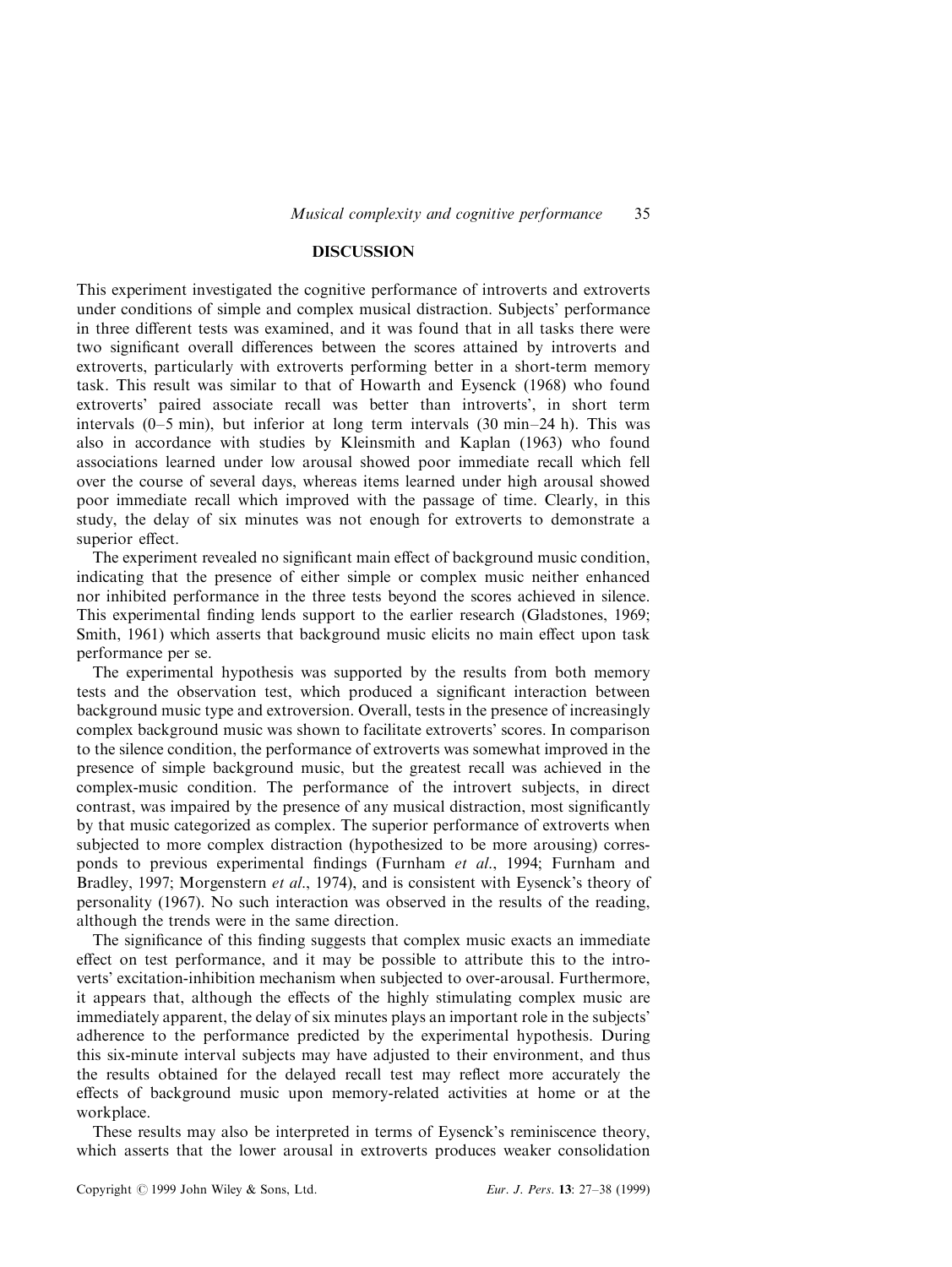## DISCUSSION

This experiment investigated the cognitive performance of introverts and extroverts under conditions of simple and complex musical distraction. Subjects' performance in three different tests was examined, and it was found that in all tasks there were two significant overall differences between the scores attained by introverts and extroverts, particularly with extroverts performing better in a short-term memory task. This result was similar to that of Howarth and Eysenck (1968) who found extroverts' paired associate recall was better than introverts', in short term intervals (0–5 min), but inferior at long term intervals (30 min–24 h). This was also in accordance with studies by Kleinsmith and Kaplan (1963) who found associations learned under low arousal showed poor immediate recall which fell over the course of several days, whereas items learned under high arousal showed poor immediate recall which improved with the passage of time. Clearly, in this study, the delay of six minutes was not enough for extroverts to demonstrate a superior effect.

The experiment revealed no significant main effect of background music condition, indicating that the presence of either simple or complex music neither enhanced nor inhibited performance in the three tests beyond the scores achieved in silence. This experimental finding lends support to the earlier research (Gladstones, 1969; Smith, 1961) which asserts that background music elicits no main effect upon task performance per se.

The experimental hypothesis was supported by the results from both memory tests and the observation test, which produced a significant interaction between background music type and extroversion. Overall, tests in the presence of increasingly complex background music was shown to facilitate extroverts' scores. In comparison to the silence condition, the performance of extroverts was somewhat improved in the presence of simple background music, but the greatest recall was achieved in the complex-music condition. The performance of the introvert subjects, in direct contrast, was impaired by the presence of any musical distraction, most significantly by that music categorized as complex. The superior performance of extroverts when subjected to more complex distraction (hypothesized to be more arousing) corresponds to previous experimental findings (Furnham *et al.*, 1994; Furnham and Bradley, 1997; Morgenstern *et al.*, 1974), and is consistent with Eysenck's theory of personality (1967). No such interaction was observed in the results of the reading, although the trends were in the same direction.

The significance of this finding suggests that complex music exacts an immediate effect on test performance, and it may be possible to attribute this to the introverts' excitation-inhibition mechanism when subjected to over-arousal. Furthermore, it appears that, although the effects of the highly stimulating complex music are immediately apparent, the delay of six minutes plays an important role in the subjects' adherence to the performance predicted by the experimental hypothesis. During this six-minute interval subjects may have adjusted to their environment, and thus the results obtained for the delayed recall test may reflect more accurately the effects of background music upon memory-related activities at home or at the workplace.

These results may also be interpreted in terms of Eysenck's reminiscence theory, which asserts that the lower arousal in extroverts produces weaker consolidation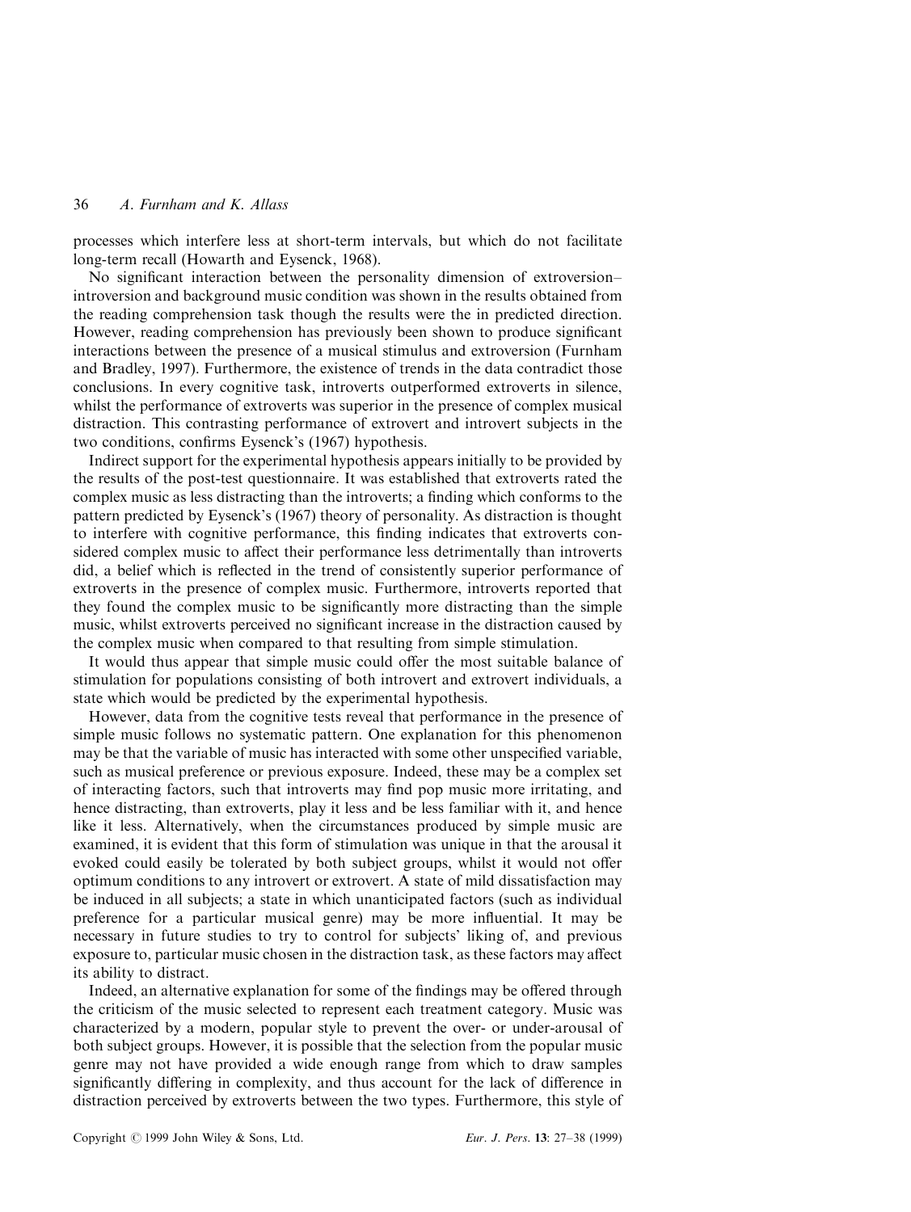processes which interfere less at short-term intervals, but which do not facilitate long-term recall (Howarth and Eysenck, 1968).

No significant interaction between the personality dimension of extroversion–introversion and background music condition was shown in the results obtained from the reading comprehension task though the results were the in predicted direction. However, reading comprehension has previously been shown to produce significant interactions between the presence of a musical stimulus and extroversion (Furnham and Bradley, 1997). Furthermore, the existence of trends in the data contradict those conclusions. In every cognitive task, introverts outperformed extroverts in silence, whilst the performance of extroverts was superior in the presence of complex musical distraction. This contrasting performance of extrovert and introvert subjects in the two conditions, confirms Eysenck's (1967) hypothesis.

Indirect support for the experimental hypothesis appears initially to be provided by the results of the post-test questionnaire. It was established that extroverts rated the complex music as less distracting than the introverts; a finding which conforms to the pattern predicted by Eysenck's (1967) theory of personality. As distraction is thought to interfere with cognitive performance, this finding indicates that extroverts considered complex music to affect their performance less detrimentally than introverts did, a belief which is reflected in the trend of consistently superior performance of extroverts in the presence of complex music. Furthermore, introverts reported that they found the complex music to be significantly more distracting than the simple music, whilst extroverts perceived no significant increase in the distraction caused by the complex music when compared to that resulting from simple stimulation.

It would thus appear that simple music could offer the most suitable balance of stimulation for populations consisting of both introvert and extrovert individuals, a state which would be predicted by the experimental hypothesis.

However, data from the cognitive tests reveal that performance in the presence of simple music follows no systematic pattern. One explanation for this phenomenon may be that the variable of music has interacted with some other unspecified variable, such as musical preference or previous exposure. Indeed, these may be a complex set of interacting factors, such that introverts may find pop music more irritating, and hence distracting, than extroverts, play it less and be less familiar with it, and hence like it less. Alternatively, when the circumstances produced by simple music are examined, it is evident that this form of stimulation was unique in that the arousal it evoked could easily be tolerated by both subject groups, whilst it would not offer optimum conditions to any introvert or extrovert. A state of mild dissatisfaction may be induced in all subjects; a state in which unanticipated factors (such as individual preference for a particular musical genre) may be more influential. It may be necessary in future studies to try to control for subjects' liking of, and previous exposure to, particular music chosen in the distraction task, as these factors may affect its ability to distract.

Indeed, an alternative explanation for some of the findings may be offered through the criticism of the music selected to represent each treatment category. Music was characterized by a modern, popular style to prevent the over- or under-arousal of both subject groups. However, it is possible that the selection from the popular music genre may not have provided a wide enough range from which to draw samples significantly differing in complexity, and thus account for the lack of difference in distraction perceived by extroverts between the two types. Furthermore, this style of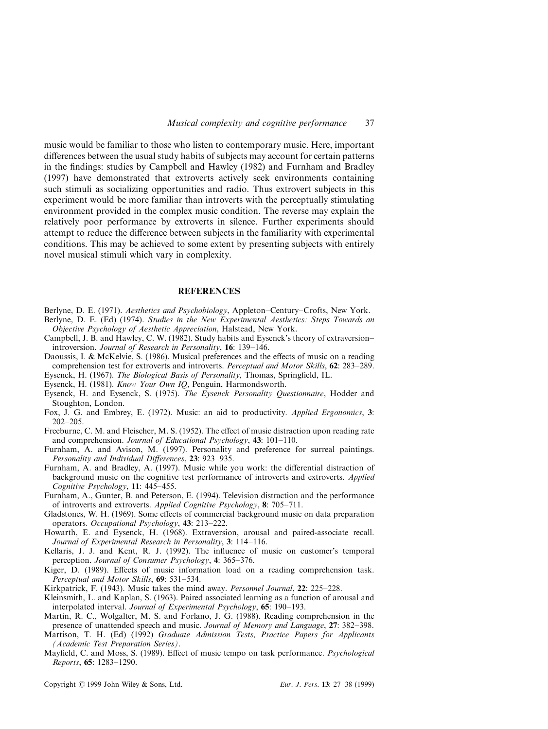music would be familiar to those who listen to contemporary music. Here, important differences between the usual study habits of subjects may account for certain patterns in the findings: studies by Campbell and Hawley (1982) and Furnham and Bradley (1997) have demonstrated that extroverts actively seek environments containing such stimuli as socializing opportunities and radio. Thus extrovert subjects in this experiment would be more familiar than introverts with the perceptually stimulating environment provided in the complex music condition. The reverse may explain the relatively poor performance by extroverts in silence. Further experiments should attempt to reduce the difference between subjects in the familiarity with experimental conditions. This may be achieved to some extent by presenting subjects with entirely novel musical stimuli which vary in complexity.

## REFERENCES

Berlyne, D. E. (1971). *Aesthetics and Psychobiology*, Appleton–Century–Crofts, New York.

Berlyne, D. E. (Ed) (1974). *Studies in the New Experimental Aesthetics: Steps Towards an Objective Psychology of Aesthetic Appreciation*, Halstead, New York.

Campbell, J. B. and Hawley, C. W. (1982). Study habits and Eysenck's theory of extraversion–introversion. *Journal of Research in Personality*, **16**: 139–146.

Daoussis, I. & McKelvie, S. (1986). Musical preferences and the effects of music on a reading comprehension test for extroverts and introverts. *Perceptual and Motor Skills*, **62**: 283–289.

Eysenck, H. (1967). *The Biological Basis of Personality*, Thomas, Springfield, IL.

Eysenck, H. (1981). *Know Your Own IQ*, Penguin, Harmondsworth.

Eysenck, H. and Eysenck, S. (1975). *The Eysenck Personality Questionnaire*, Hodder and Stoughton, London.

Fox, J. G. and Embrey, E. (1972). Music: an aid to productivity. *Applied Ergonomics*, **3**: 202–205.

Freeburne, C. M. and Fleischer, M. S. (1952). The effect of music distraction upon reading rate and comprehension. *Journal of Educational Psychology*, **43**: 101–110.

Furnham, A. and Avison, M. (1997). Personality and preference for surreal paintings. *Personality and Individual Differences*, **23**: 923–935.

Furnham, A. and Bradley, A. (1997). Music while you work: the differential distraction of background music on the cognitive test performance of introverts and extroverts. *Applied Cognitive Psychology*, **11**: 445–455.

Furnham, A., Gunter, B. and Peterson, E. (1994). Television distraction and the performance of introverts and extroverts. *Applied Cognitive Psychology*, **8**: 705–711.

Gladstones, W. H. (1969). Some effects of commercial background music on data preparation operators. *Occupational Psychology*, **43**: 213–222.

Howarth, E. and Eysenck, H. (1968). Extraversion, arousal and paired-associate recall. *Journal of Experimental Research in Personality*, **3**: 114–116.

Kellaris, J. J. and Kent, R. J. (1992). The influence of music on customer's temporal perception. *Journal of Consumer Psychology*, **4**: 365–376.

Kiger, D. (1989). Effects of music information load on a reading comprehension task. *Perceptual and Motor Skills*, **69**: 531–534.

Kirkpatrick, F. (1943). Music takes the mind away. *Personnel Journal*, **22**: 225–228.

Kleinsmith, L. and Kaplan, S. (1963). Paired associated learning as a function of arousal and interpolated interval. *Journal of Experimental Psychology*, **65**: 190–193.

Martin, R. C., Wolgalter, M. S. and Forlano, J. G. (1988). Reading comprehension in the presence of unattended speech and music. *Journal of Memory and Language*, **27**: 382–398.

Martison, T. H. (Ed) (1992) *Graduate Admission Tests, Practice Papers for Applicants (Academic Test Preparation Series)*.

Mayfield, C. and Moss, S. (1989). Effect of music tempo on task performance. *Psychological Reports*, **65**: 1283–1290.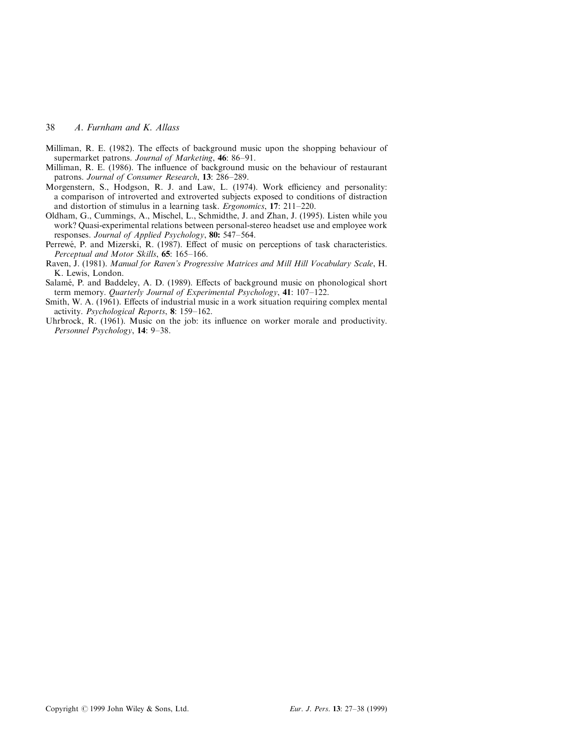Milliman, R. E. (1982). The effects of background music upon the shopping behaviour of supermarket patrons. *Journal of Marketing*, **46**: 86–91.

Milliman, R. E. (1986). The influence of background music on the behaviour of restaurant patrons. *Journal of Consumer Research*, **13**: 286–289.

Morgenstern, S., Hodgson, R. J. and Law, L. (1974). Work efficiency and personality: a comparison of introverted and extroverted subjects exposed to conditions of distraction and distortion of stimulus in a learning task. *Ergonomics*, **17**: 211–220.

Oldham, G., Cummings, A., Mischel, L., Schmidthe, J. and Zhan, J. (1995). Listen while you work? Quasi-experimental relations between personal-stereo headset use and employee work responses. *Journal of Applied Psychology*, **80:** 547–564.

Perrewé, P. and Mizerski, R. (1987). Effect of music on perceptions of task characteristics. *Perceptual and Motor Skills*, **65**: 165–166.

Raven, J. (1981). *Manual for Raven's Progressive Matrices and Mill Hill Vocabulary Scale*, H. K. Lewis, London.

Salamé, P. and Baddeley, A. D. (1989). Effects of background music on phonological short term memory. *Quarterly Journal of Experimental Psychology*, **41**: 107–122.

Smith, W. A. (1961). Effects of industrial music in a work situation requiring complex mental activity. *Psychological Reports*, **8**: 159–162.

Uhrbrock, R. (1961). Music on the job: its influence on worker morale and productivity. *Personnel Psychology*, **14**: 9–38.